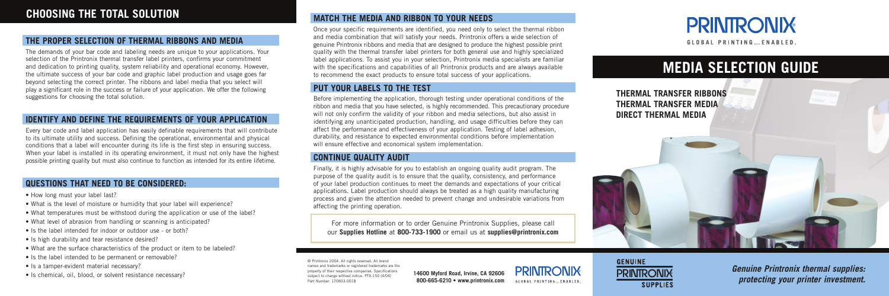# CHOOSING THE TOTAL SOLUTION

## THE PROPER SELECTION OF THERMAL RIBBONS AND MEDIA

The demands of your bar code and labeling needs are unique to your applications. Your selection of the Printronix thermal transfer label printers, confirms your commitment and dedication to printing quality, system reliability and operational economy. However, the ultimate success of your bar code and graphic label production and usage goes far beyond selecting the correct printer. The ribbons and label media that you select will play a significant role in the success or failure of your application. We offer the following suggestions for choosing the total solution.

## IDENTIFY AND DEFINE THE REQUIREMENTS OF YOUR APPLICATION

Every bar code and label application has easily definable requirements that will contribute to its ultimate utility and success. Defining the operational, environmental and physical conditions that a label will encounter during its life is the first step in ensuring success. When your label is installed in its operating environment, it must not only have the highest possible printing quality but must also continue to function as intended for its entire lifetime.

## QUESTIONS THAT NEED TO BE CONSIDERED:

- How long must your label last?
- What is the level of moisture or humidity that your label will experience?
- What temperatures must be withstood during the application or use of the label?
- What level of abrasion from handling or scanning is anticipated?
- Is the label intended for indoor or outdoor use - or both?
- Is high durability and tear resistance desired?
- What are the surface characteristics of the product or item to be labeled?
- Is the label intended to be permanent or removable?
- Is a tamper-evident material necessary?
- Is chemical, oil, blood, or solvent resistance necessary?

## MATCH THE MEDIA AND RIBBON TO YOUR NEEDS

Once your specific requirements are identified, you need only to select the thermal ribbon and media combination that will satisfy your needs. Printronix offers a wide selection of genuine Printronix ribbons and media that are designed to produce the highest possible print quality with the thermal transfer label printers for both general use and highly specialized label applications. To assist you in your selection, Printronix media specialists are familiar with the specifications and capabilities of all Printronix products and are always available to recommend the exact products to ensure total success of your applications.

## PUT YOUR LABELS TO THE TEST

Before implementing the application, thorough testing under operational conditions of the ribbon and media that you have selected, is highly recommended. This precautionary procedure will not only confirm the validity of your ribbon and media selections, but also assist in identifying any unanticipated production, handling, and usage difficulties before they can affect the performance and effectiveness of your application. Testing of label adhesion, durability, and resistance to expected environmental conditions before implementation will ensure effective and economical system implementation.

## CONTINUE QUALITY AUDIT

Finally, it is highly advisable for you to establish an ongoing quality audit program. The purpose of the quality audit is to ensure that the quality, consistency, and performance of your label production continues to meet the demands and expectations of your critical applications. Label production should always be treated as a high quality manufacturing process and given the attention needed to prevent change and undesirable variations from affecting the printing operation.

For more information or to order Genuine Printronix Supplies, please call our **Supplies Hotline** at **800-733-1900** or email us at **supplies@printronix.com**

© Printronix 2004. All rights reserved. All brand names and trademarks or registered trademarks are the property of their respective companies. Specifications subject to change without notice. PTX-150 (4/04) Part Number: 170833-001B

**14600 Myford Road, Irvine, CA 92606**
**800-665-6210 • www.printronix.com**

PRINTRONIX
GLOBAL PRINTING...ENABLED.

# PRINTRONIX

GLOBAL PRINTING...ENABLED.

# MEDIA SELECTION GUIDE

**THERMAL TRANSFER RIBBONS**
**THERMAL TRANSFER MEDIA**
**DIRECT THERMAL MEDIA**

GENUINE PRINTRONIX SUPPLIES

***Genuine Printronix thermal supplies: protecting your printer investment.***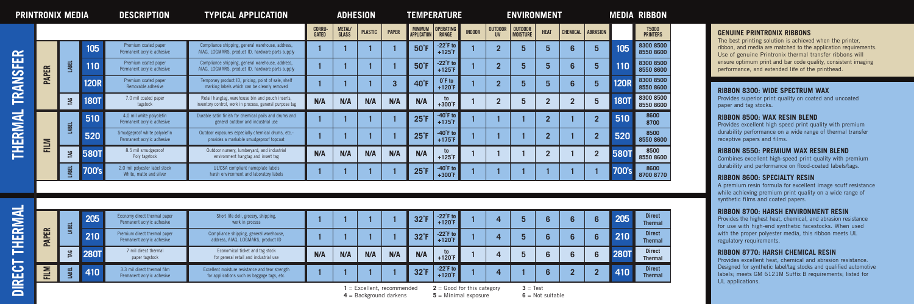| PRINTRONIX MEDIA | | | DESCRIPTION | TYPICAL APPLICATION | ADHESION | | | | TEMPERATURE | | ENVIRONMENT | | | | | | MEDIA | RIBBON |
|---|---|---|---|---|---|---|---|---|---|---|---|---|---|---|---|---|---|---|
| | | | | | CORRUGATED | METAL/GLASS | PLASTIC | PAPER | MINIMUM APPLICATION | OPERATING RANGE | INDOOR | OUTDOOR UV | OUTDOOR MOISTURE | HEAT | CHEMICAL | ABRASION | | T5000 PRINTERS |
| **THERMAL TRANSFER** | | | | | | | | | | | | | | | | | | |
| PAPER | LABEL | 105 | Premium coated paper Permanent acrylic adhesive | Compliance shipping, general warehouse, address, AIAG, LOGMARS, product ID, hardware parts supply | 1 | 1 | 1 | 1 | 50˚F | -22˚F to +125˚F | 1 | 2 | 5 | 5 | 6 | 5 | 105 | 8300 8500 8550 8600 |
| PAPER | LABEL | 110 | Premium coated paper Permanent acrylic adhesive | Compliance shipping, general warehouse, address, AIAG, LOGMARS, product ID, hardware parts supply | 1 | 1 | 1 | 1 | 50˚F | -22˚F to +125˚F | 1 | 2 | 5 | 5 | 6 | 5 | 110 | 8300 8500 8550 8600 |
| PAPER | LABEL | 120R | Premium coated paper Removable adhesive | Temporary product ID, pricing, point of sale, shelf marking labels which can be cleanly removed | 1 | 1 | 1 | 3 | 40˚F | 0˚F to +120˚F | 1 | 2 | 5 | 5 | 6 | 5 | 120R | 8300 8500 8550 8600 |
| PAPER | TAG | 180T | 7.0 mil coated paper tagstock | Retail hangtag, warehouse bin and pouch inserts, inventory control, work in process, general purpose tag | N/A | N/A | N/A | N/A | N/A | to +300˚F | 1 | 2 | 5 | 2 | 2 | 5 | 180T | 8300 8500 8550 8600 |
| FILM | LABEL | 510 | 4.0 mil white polyolefin Permanent acrylic adhesive | Durable satin finish for chemical pails and drums and general outdoor and industrial use | 1 | 1 | 1 | 1 | 25˚F | -40˚F to +175˚F | 1 | 1 | 1 | 2 | 1 | 2 | 510 | 8600 8700 |
| FILM | LABEL | 520 | Smudgeproof white polyolefin Permanent acrylic adhesive | Outdoor exposures especially chemical drums, etc.- provides a markable smudgeproof topcoat | 1 | 1 | 1 | 1 | 25˚F | -40˚F to +175˚F | 1 | 1 | 1 | 2 | 1 | 2 | 520 | 8500 8550 8600 |
| FILM | TAG | 580T | 8.5 mil smudgeproof Poly tagstock | Outdoor nursery, lumberyard, and industrial environment hangtag and insert tag | N/A | N/A | N/A | N/A | N/A | to +125˚F | 1 | 1 | 1 | 2 | 1 | 2 | 580T | 8500 8550 8600 |
| FILM | LABEL | 700's | 2.0 mil polyester label stock White, matte and silver | UL/CSA compliant nameplate labels harsh environment and laboratory labels | 1 | 1 | 1 | 1 | 25˚F | -40˚F to +300˚F | 1 | 1 | 1 | 1 | 1 | 1 | 700's | 8600 8700 8770 |
| **DIRECT THERMAL** | | | | | | | | | | | | | | | | | | |
| PAPER | LABEL | 205 | Economy direct thermal paper Permanent acrylic adhesive | Short life deli, grocery, shipping, work in process | 1 | 1 | 1 | 1 | 32˚F | -22˚F to +120˚F | 1 | 4 | 5 | 6 | 6 | 6 | 205 | Direct Thermal |
| PAPER | LABEL | 210 | Premium direct thermal paper Permanent acrylic adhesive | Compliance shipping, general warehouse, address, AIAG, LOGMARS, product ID | 1 | 1 | 1 | 1 | 32˚F | -22˚F to +120˚F | 1 | 4 | 5 | 6 | 6 | 6 | 210 | Direct Thermal |
| PAPER | TAG | 280T | 7 mil direct thermal paper tagstock | Economical ticket and tag stock for general retail and industrial use | N/A | N/A | N/A | N/A | N/A | to +120˚F | 1 | 4 | 5 | 6 | 6 | 6 | 280T | Direct Thermal |
| FILM | LABEL | 410 | 3.3 mil direct thermal film Permanent acrylic adhesive | Excellent moisture resistance and tear strength for applications such as baggage tags, etc. | 1 | 1 | 1 | 1 | 32˚F | -22˚F to +120˚F | 1 | 4 | 1 | 6 | 2 | 2 | 410 | Direct Thermal |

**1** = Excellent, recommended **2** = Good for this category **3** = Test
**4** = Background darkens **5** = Minimal exposure **6** = Not suitable

### GENUINE PRINTRONIX RIBBONS

The best printing solution is achieved when the printer, ribbon, and media are matched to the application requirements. Use of genuine Printronix thermal transfer ribbons will ensure optimum print and bar code quality, consistent imaging performance, and extended life of the printhead.

### RIBBON 8300: WIDE SPECTRUM WAX

Provides superior print quality on coated and uncoated paper and tag stocks.

### RIBBON 8500: WAX RESIN BLEND

Provides excellent high speed print quality with premium durability performance on a wide range of thermal transfer receptive papers and films.

### RIBBON 8550: PREMIUM WAX RESIN BLEND

Combines excellent high-speed print quality with premium durability and performance on flood-coated labels/tags.

### RIBBON 8600: SPECIALTY RESIN

A premium resin formula for excellent image scuff resistance while achieving premium print quality on a wide range of synthetic films and coated papers.

### RIBBON 8700: HARSH ENVIRONMENT RESIN

Provides the highest heat, chemical, and abrasion resistance for use with high-end synthetic facestocks. When used with the proper polyester media, this ribbon meets UL regulatory requirements.

### RIBBON 8770: HARSH CHEMICAL RESIN

Provides excellent heat, chemical and abrasion resistance. Designed for synthetic label/tag stocks and qualified automotive labels; meets GM 6121M Suffix B requirements; listed for UL applications.